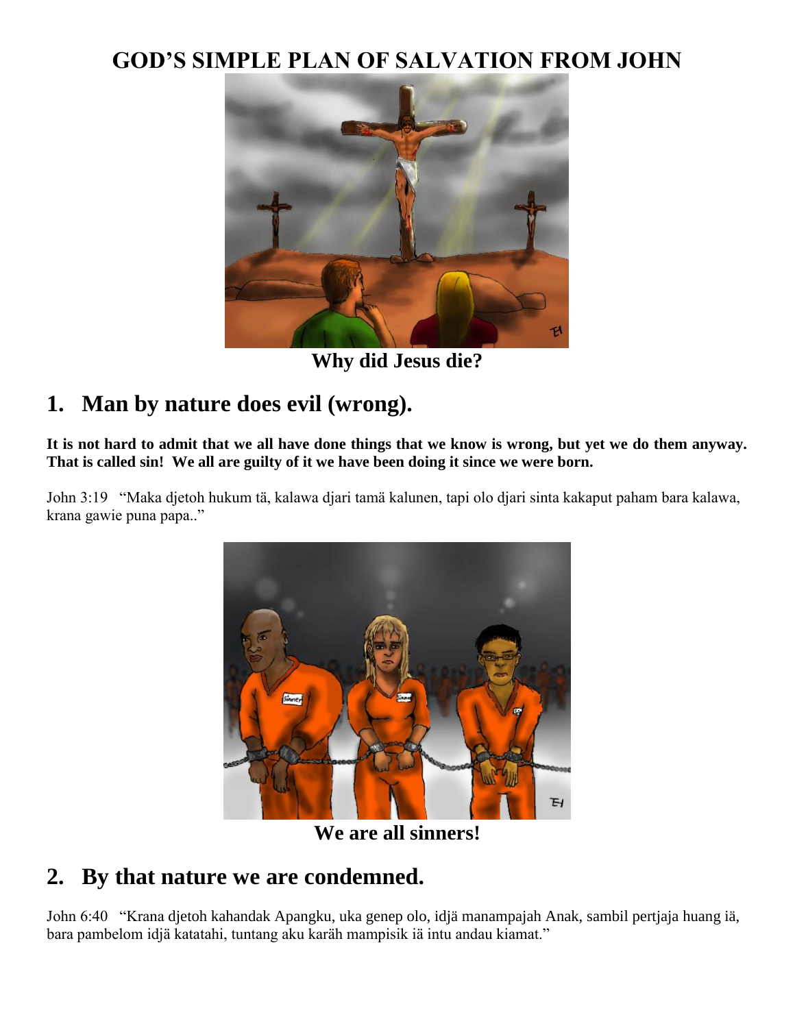# GOD'S SIMPLE PLAN OF SALVATION FROM JOHN

Why did Jesus die?

## 1. Man by nature does evil (wrong).

**It is not hard to admit that we all have done things that we know is wrong, but yet we do them anyway. That is called sin! We all are guilty of it we have been doing it since we were born.**

John 3:19 "Maka djetoh hukum tä, kalawa djari tamä kalunen, tapi olo djari sinta kakaput paham bara kalawa, krana gawie puna papa.."

We are all sinners!

## 2. By that nature we are condemned.

John 6:40 "Krana djetoh kahandak Apangku, uka genep olo, idjä manampajah Anak, sambil pertjaja huang iä, bara pambelom idjä katatahi, tuntang aku karäh mampisik iä intu andau kiamat."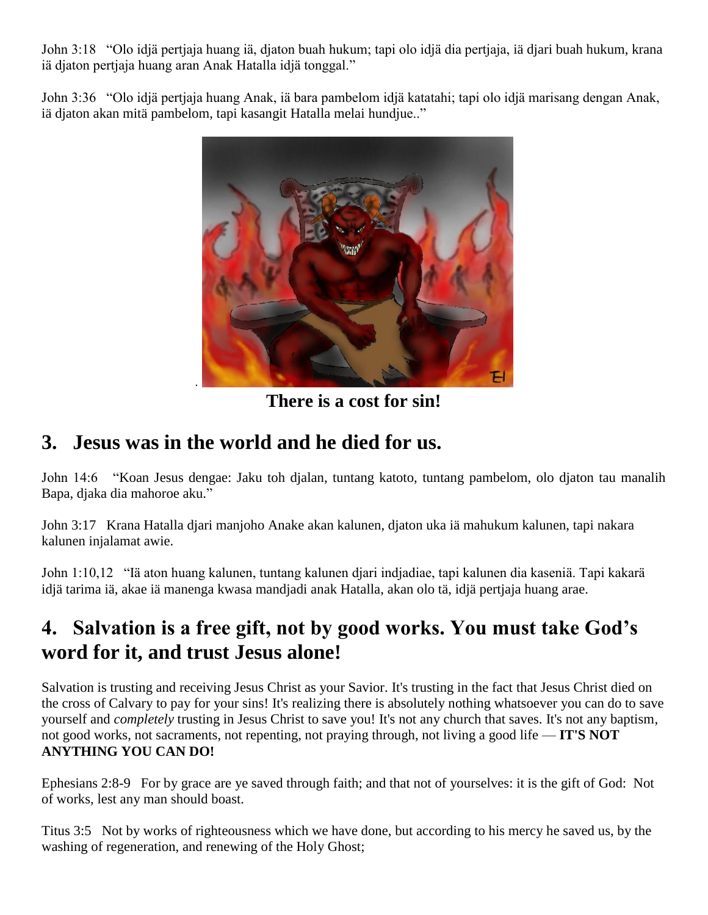John 3:18 "Olo idjä pertjaja huang iä, djaton buah hukum; tapi olo idjä dia pertjaja, iä djari buah hukum, krana iä djaton pertjaja huang aran Anak Hatalla idjä tonggal."

John 3:36 "Olo idjä pertjaja huang Anak, iä bara pambelom idjä katatahi; tapi olo idjä marisang dengan Anak, iä djaton akan mitä pambelom, tapi kasangit Hatalla melai hundjue.."

**There is a cost for sin!**

## 3. Jesus was in the world and he died for us.

John 14:6 "Koan Jesus dengae: Jaku toh djalan, tuntang katoto, tuntang pambelom, olo djaton tau manalih Bapa, djaka dia mahoroe aku."

John 3:17 Krana Hatalla djari manjoho Anake akan kalunen, djaton uka iä mahukum kalunen, tapi nakara kalunen injalamat awie.

John 1:10,12 "Iä aton huang kalunen, tuntang kalunen djari indjadiae, tapi kalunen dia kaseniä. Tapi kakarä idjä tarima iä, akae iä manenga kwasa mandjadi anak Hatalla, akan olo tä, idjä pertjaja huang arae.

## 4. Salvation is a free gift, not by good works. You must take God's word for it, and trust Jesus alone!

Salvation is trusting and receiving Jesus Christ as your Savior. It's trusting in the fact that Jesus Christ died on the cross of Calvary to pay for your sins! It's realizing there is absolutely nothing whatsoever you can do to save yourself and *completely* trusting in Jesus Christ to save you! It's not any church that saves. It's not any baptism, not good works, not sacraments, not repenting, not praying through, not living a good life — **IT'S NOT ANYTHING YOU CAN DO!**

Ephesians 2:8-9 For by grace are ye saved through faith; and that not of yourselves: it is the gift of God: Not of works, lest any man should boast.

Titus 3:5 Not by works of righteousness which we have done, but according to his mercy he saved us, by the washing of regeneration, and renewing of the Holy Ghost;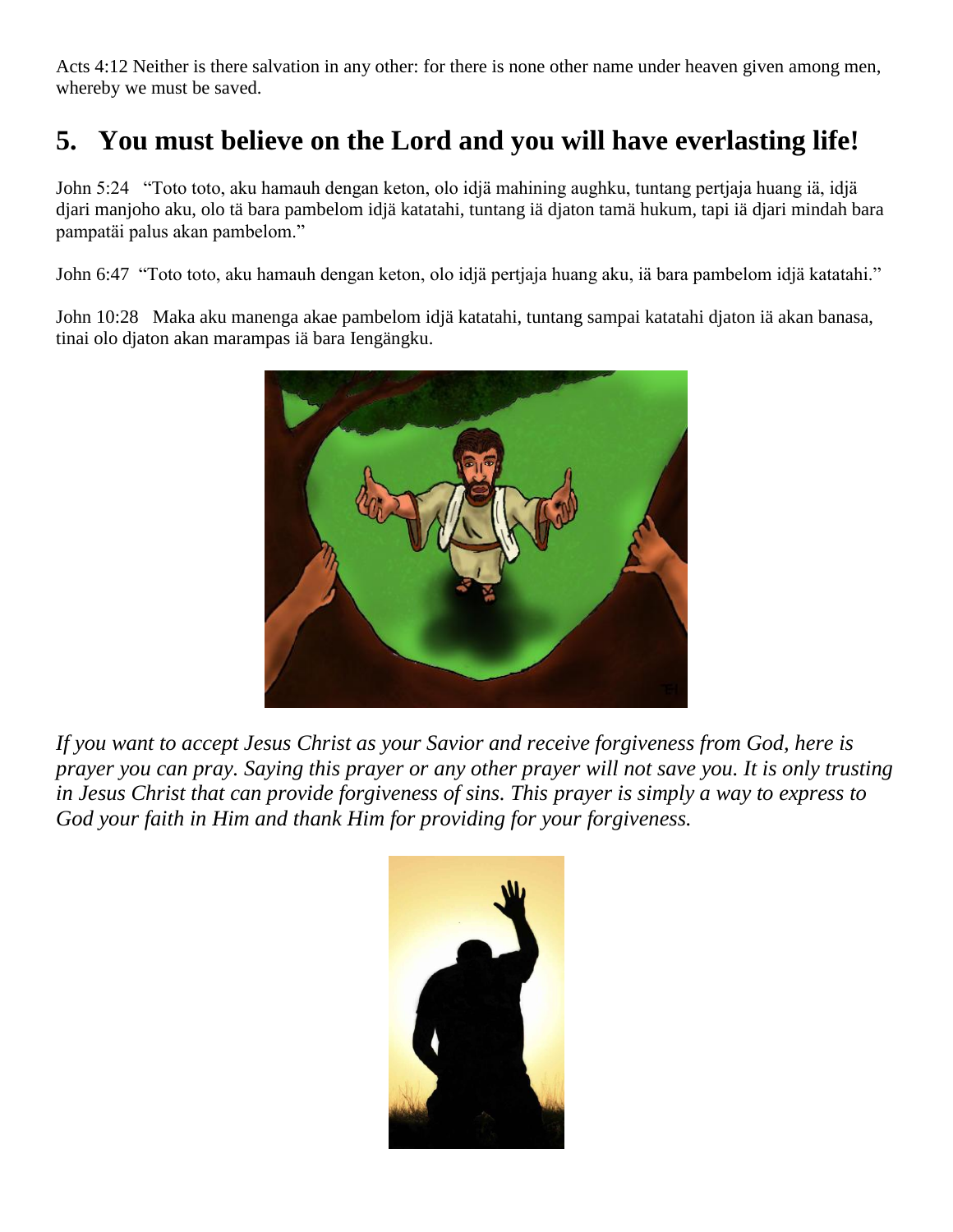Acts 4:12 Neither is there salvation in any other: for there is none other name under heaven given among men, whereby we must be saved.

## 5. You must believe on the Lord and you will have everlasting life!

John 5:24 "Toto toto, aku hamauh dengan keton, olo idjä mahining aughku, tuntang pertjaja huang iä, idjä djari manjoho aku, olo tä bara pambelom idjä katatahi, tuntang iä djaton tamä hukum, tapi iä djari mindah bara pampatäi palus akan pambelom."

John 6:47 "Toto toto, aku hamauh dengan keton, olo idjä pertjaja huang aku, iä bara pambelom idjä katatahi."

John 10:28 Maka aku manenga akae pambelom idjä katatahi, tuntang sampai katatahi djaton iä akan banasa, tinai olo djaton akan marampas iä bara Iengängku.

*If you want to accept Jesus Christ as your Savior and receive forgiveness from God, here is prayer you can pray. Saying this prayer or any other prayer will not save you. It is only trusting in Jesus Christ that can provide forgiveness of sins. This prayer is simply a way to express to God your faith in Him and thank Him for providing for your forgiveness.*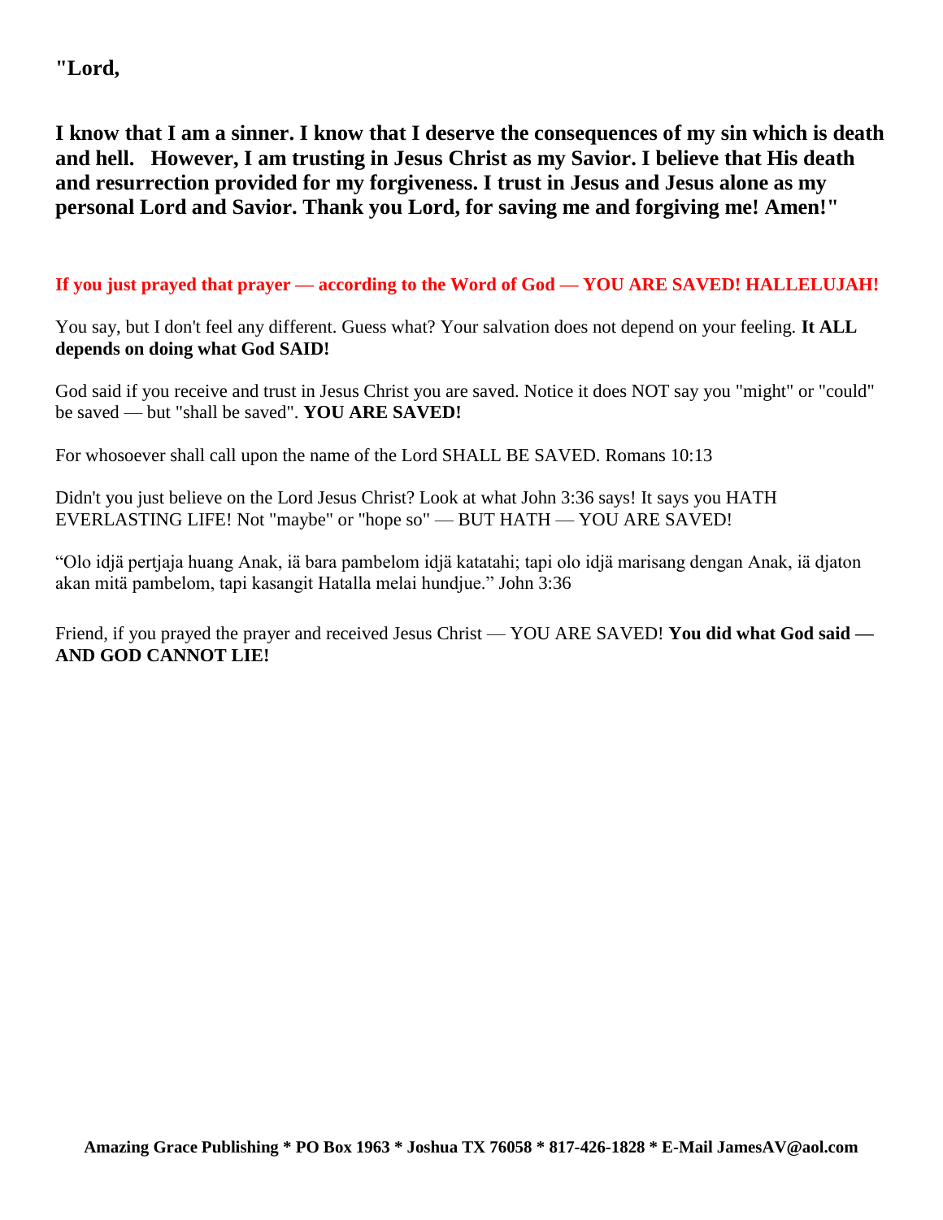**"Lord,**

**I know that I am a sinner. I know that I deserve the consequences of my sin which is death and hell. However, I am trusting in Jesus Christ as my Savior. I believe that His death and resurrection provided for my forgiveness. I trust in Jesus and Jesus alone as my personal Lord and Savior. Thank you Lord, for saving me and forgiving me! Amen!"**

**If you just prayed that prayer — according to the Word of God — YOU ARE SAVED! HALLELUJAH!**

You say, but I don't feel any different. Guess what? Your salvation does not depend on your feeling. **It ALL depends on doing what God SAID!**

God said if you receive and trust in Jesus Christ you are saved. Notice it does NOT say you "might" or "could" be saved — but "shall be saved". **YOU ARE SAVED!**

For whosoever shall call upon the name of the Lord SHALL BE SAVED. Romans 10:13

Didn't you just believe on the Lord Jesus Christ? Look at what John 3:36 says! It says you HATH EVERLASTING LIFE! Not "maybe" or "hope so" — BUT HATH — YOU ARE SAVED!

“Olo idjä pertjaja huang Anak, iä bara pambelom idjä katatahi; tapi olo idjä marisang dengan Anak, iä djaton akan mitä pambelom, tapi kasangit Hatalla melai hundjue.” John 3:36

Friend, if you prayed the prayer and received Jesus Christ — YOU ARE SAVED! **You did what God said — AND GOD CANNOT LIE!**

**Amazing Grace Publishing * PO Box 1963 * Joshua TX 76058 * 817-426-1828 * E-Mail JamesAV@aol.com**